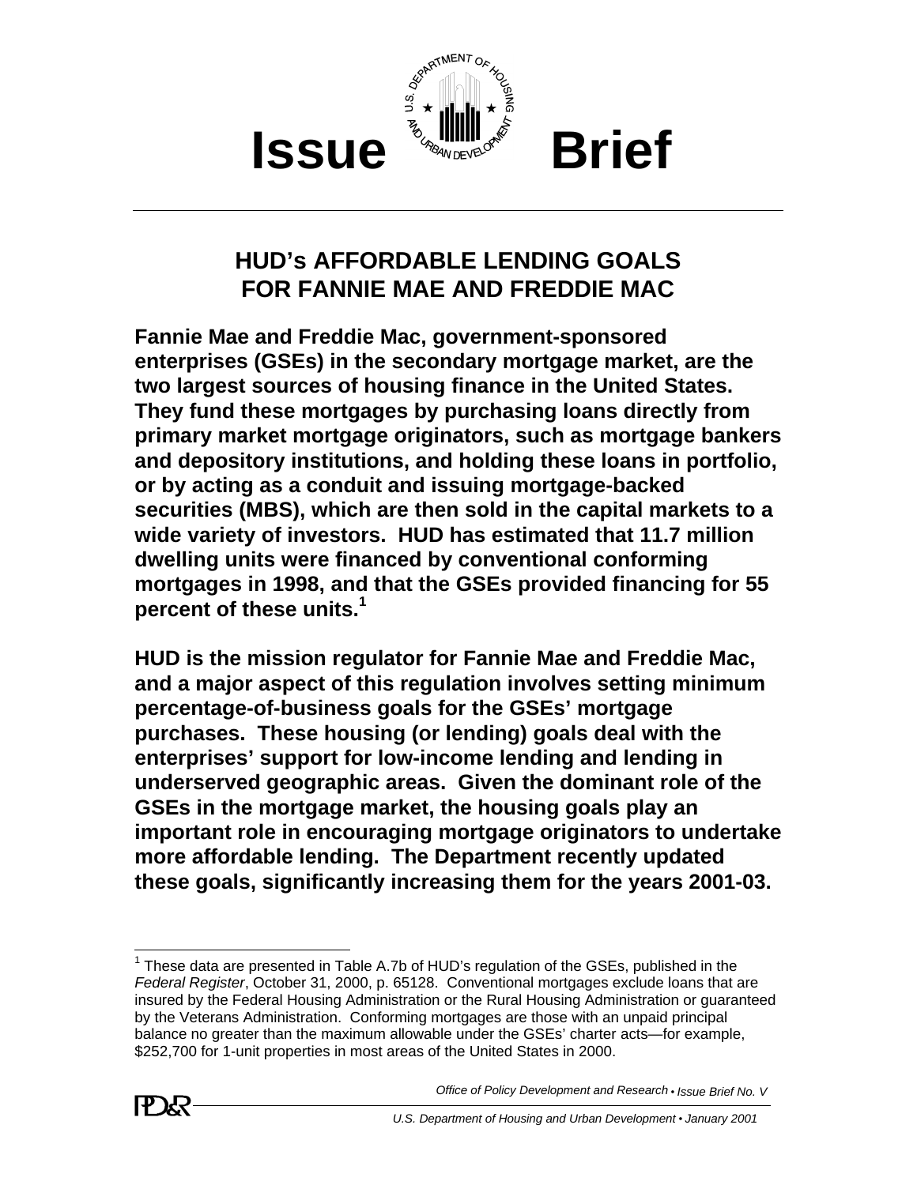# Issue Brief

## HUD's AFFORDABLE LENDING GOALS FOR FANNIE MAE AND FREDDIE MAC

**Fannie Mae and Freddie Mac, government-sponsored enterprises (GSEs) in the secondary mortgage market, are the two largest sources of housing finance in the United States. They fund these mortgages by purchasing loans directly from primary market mortgage originators, such as mortgage bankers and depository institutions, and holding these loans in portfolio, or by acting as a conduit and issuing mortgage-backed securities (MBS), which are then sold in the capital markets to a wide variety of investors. HUD has estimated that 11.7 million dwelling units were financed by conventional conforming mortgages in 1998, and that the GSEs provided financing for 55 percent of these units.[1]**

**HUD is the mission regulator for Fannie Mae and Freddie Mac, and a major aspect of this regulation involves setting minimum percentage-of-business goals for the GSEs' mortgage purchases. These housing (or lending) goals deal with the enterprises' support for low-income lending and lending in underserved geographic areas. Given the dominant role of the GSEs in the mortgage market, the housing goals play an important role in encouraging mortgage originators to undertake more affordable lending. The Department recently updated these goals, significantly increasing them for the years 2001-03.**

---

[1] These data are presented in Table A.7b of HUD's regulation of the GSEs, published in the *Federal Register*, October 31, 2000, p. 65128. Conventional mortgages exclude loans that are insured by the Federal Housing Administration or the Rural Housing Administration or guaranteed by the Veterans Administration. Conforming mortgages are those with an unpaid principal balance no greater than the maximum allowable under the GSEs' charter acts—for example, $252,700 for 1-unit properties in most areas of the United States in 2000.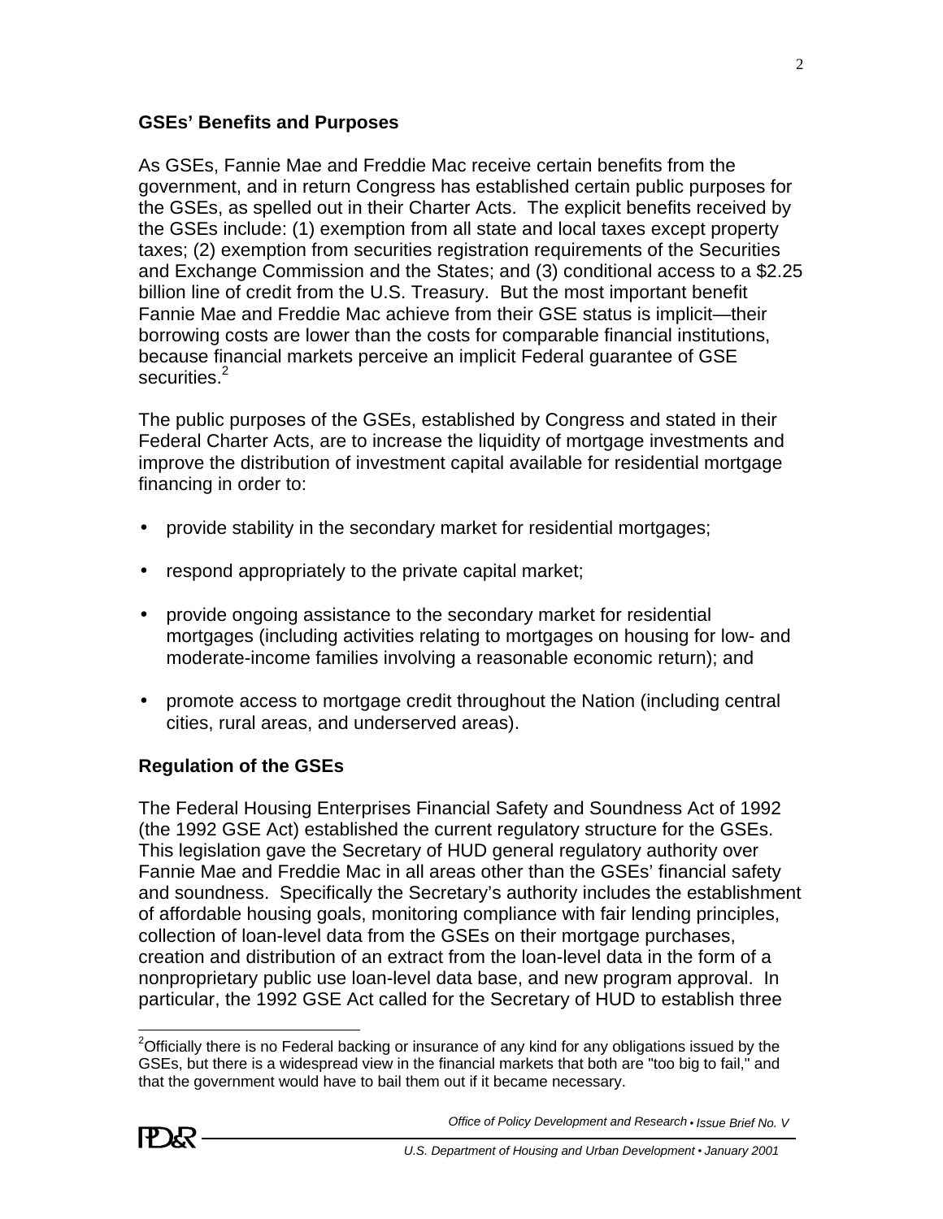## GSEs' Benefits and Purposes

As GSEs, Fannie Mae and Freddie Mac receive certain benefits from the government, and in return Congress has established certain public purposes for the GSEs, as spelled out in their Charter Acts. The explicit benefits received by the GSEs include: (1) exemption from all state and local taxes except property taxes; (2) exemption from securities registration requirements of the Securities and Exchange Commission and the States; and (3) conditional access to a $2.25 billion line of credit from the U.S. Treasury. But the most important benefit Fannie Mae and Freddie Mac achieve from their GSE status is implicit—their borrowing costs are lower than the costs for comparable financial institutions, because financial markets perceive an implicit Federal guarantee of GSE securities.[2]

The public purposes of the GSEs, established by Congress and stated in their Federal Charter Acts, are to increase the liquidity of mortgage investments and improve the distribution of investment capital available for residential mortgage financing in order to:

- provide stability in the secondary market for residential mortgages;
- respond appropriately to the private capital market;
- provide ongoing assistance to the secondary market for residential mortgages (including activities relating to mortgages on housing for low- and moderate-income families involving a reasonable economic return); and
- promote access to mortgage credit throughout the Nation (including central cities, rural areas, and underserved areas).

## Regulation of the GSEs

The Federal Housing Enterprises Financial Safety and Soundness Act of 1992 (the 1992 GSE Act) established the current regulatory structure for the GSEs. This legislation gave the Secretary of HUD general regulatory authority over Fannie Mae and Freddie Mac in all areas other than the GSEs' financial safety and soundness. Specifically the Secretary's authority includes the establishment of affordable housing goals, monitoring compliance with fair lending principles, collection of loan-level data from the GSEs on their mortgage purchases, creation and distribution of an extract from the loan-level data in the form of a nonproprietary public use loan-level data base, and new program approval. In particular, the 1992 GSE Act called for the Secretary of HUD to establish three

[2] Officially there is no Federal backing or insurance of any kind for any obligations issued by the GSEs, but there is a widespread view in the financial markets that both are "too big to fail," and that the government would have to bail them out if it became necessary.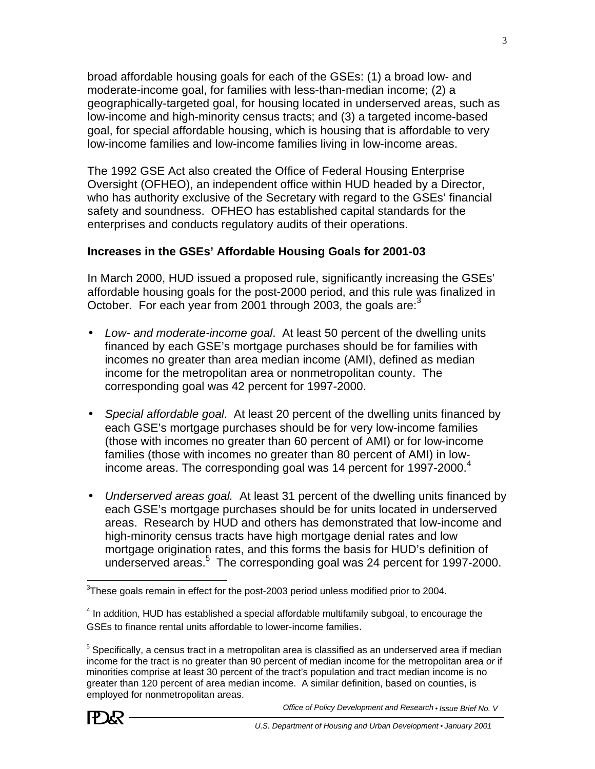broad affordable housing goals for each of the GSEs: (1) a broad low- and moderate-income goal, for families with less-than-median income; (2) a geographically-targeted goal, for housing located in underserved areas, such as low-income and high-minority census tracts; and (3) a targeted income-based goal, for special affordable housing, which is housing that is affordable to very low-income families and low-income families living in low-income areas.

The 1992 GSE Act also created the Office of Federal Housing Enterprise Oversight (OFHEO), an independent office within HUD headed by a Director, who has authority exclusive of the Secretary with regard to the GSEs' financial safety and soundness. OFHEO has established capital standards for the enterprises and conducts regulatory audits of their operations.

### Increases in the GSEs' Affordable Housing Goals for 2001-03

In March 2000, HUD issued a proposed rule, significantly increasing the GSEs' affordable housing goals for the post-2000 period, and this rule was finalized in October. For each year from 2001 through 2003, the goals are:[3]

- *Low- and moderate-income goal*. At least 50 percent of the dwelling units financed by each GSE's mortgage purchases should be for families with incomes no greater than area median income (AMI), defined as median income for the metropolitan area or nonmetropolitan county. The corresponding goal was 42 percent for 1997-2000.

- *Special affordable goal*. At least 20 percent of the dwelling units financed by each GSE's mortgage purchases should be for very low-income families (those with incomes no greater than 60 percent of AMI) or for low-income families (those with incomes no greater than 80 percent of AMI) in low-income areas. The corresponding goal was 14 percent for 1997-2000.[4]

- *Underserved areas goal.* At least 31 percent of the dwelling units financed by each GSE's mortgage purchases should be for units located in underserved areas. Research by HUD and others has demonstrated that low-income and high-minority census tracts have high mortgage denial rates and low mortgage origination rates, and this forms the basis for HUD's definition of underserved areas.[5] The corresponding goal was 24 percent for 1997-2000.

---

[3] These goals remain in effect for the post-2003 period unless modified prior to 2004.

[4] In addition, HUD has established a special affordable multifamily subgoal, to encourage the GSEs to finance rental units affordable to lower-income families.

[5] Specifically, a census tract in a metropolitan area is classified as an underserved area if median income for the tract is no greater than 90 percent of median income for the metropolitan area *or* if minorities comprise at least 30 percent of the tract's population and tract median income is no greater than 120 percent of area median income. A similar definition, based on counties, is employed for nonmetropolitan areas.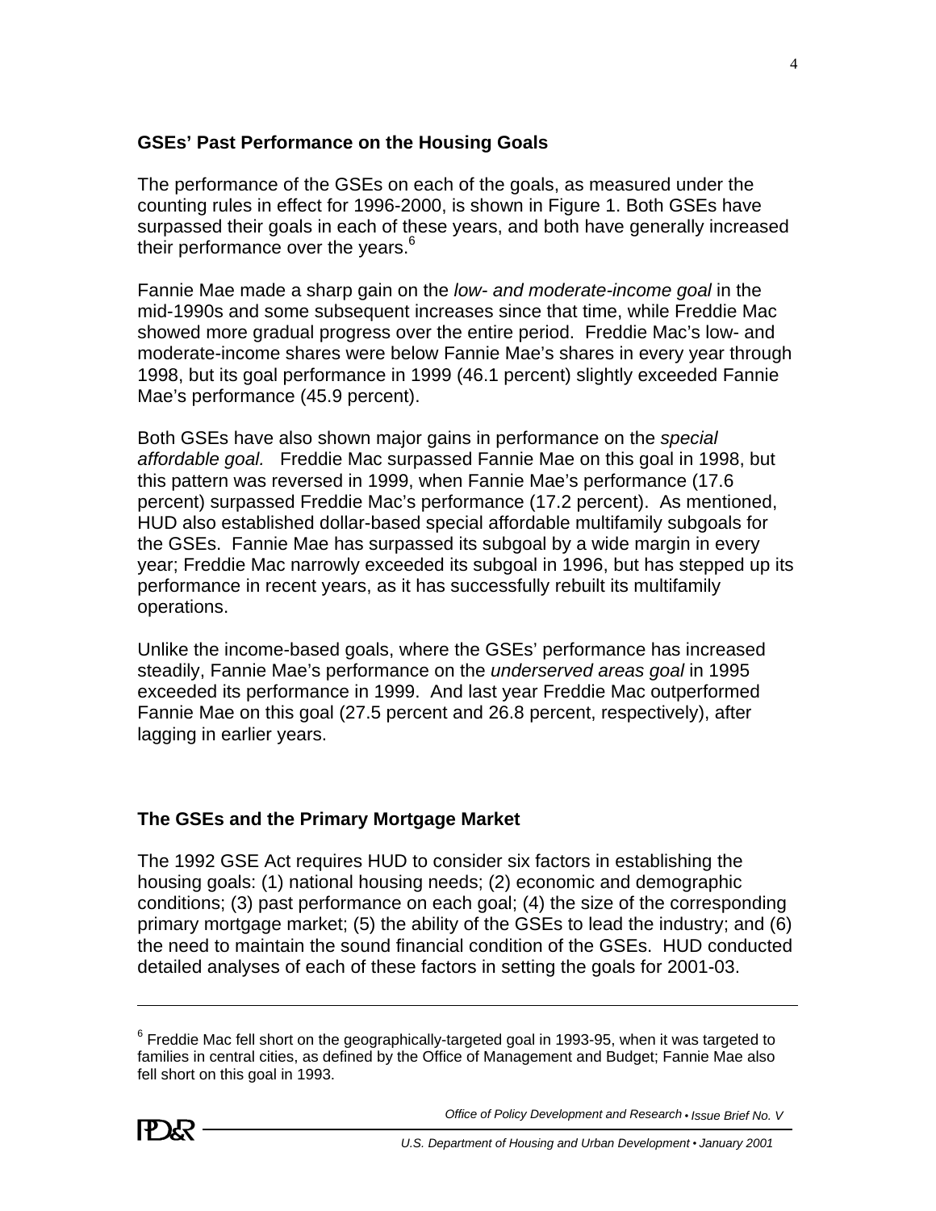## GSEs' Past Performance on the Housing Goals

The performance of the GSEs on each of the goals, as measured under the counting rules in effect for 1996-2000, is shown in Figure 1. Both GSEs have surpassed their goals in each of these years, and both have generally increased their performance over the years.[6]

Fannie Mae made a sharp gain on the *low- and moderate-income goal* in the mid-1990s and some subsequent increases since that time, while Freddie Mac showed more gradual progress over the entire period. Freddie Mac's low- and moderate-income shares were below Fannie Mae's shares in every year through 1998, but its goal performance in 1999 (46.1 percent) slightly exceeded Fannie Mae's performance (45.9 percent).

Both GSEs have also shown major gains in performance on the *special affordable goal.* Freddie Mac surpassed Fannie Mae on this goal in 1998, but this pattern was reversed in 1999, when Fannie Mae's performance (17.6 percent) surpassed Freddie Mac's performance (17.2 percent). As mentioned, HUD also established dollar-based special affordable multifamily subgoals for the GSEs. Fannie Mae has surpassed its subgoal by a wide margin in every year; Freddie Mac narrowly exceeded its subgoal in 1996, but has stepped up its performance in recent years, as it has successfully rebuilt its multifamily operations.

Unlike the income-based goals, where the GSEs' performance has increased steadily, Fannie Mae's performance on the *underserved areas goal* in 1995 exceeded its performance in 1999. And last year Freddie Mac outperformed Fannie Mae on this goal (27.5 percent and 26.8 percent, respectively), after lagging in earlier years.

## The GSEs and the Primary Mortgage Market

The 1992 GSE Act requires HUD to consider six factors in establishing the housing goals: (1) national housing needs; (2) economic and demographic conditions; (3) past performance on each goal; (4) the size of the corresponding primary mortgage market; (5) the ability of the GSEs to lead the industry; and (6) the need to maintain the sound financial condition of the GSEs. HUD conducted detailed analyses of each of these factors in setting the goals for 2001-03.

---

[6] Freddie Mac fell short on the geographically-targeted goal in 1993-95, when it was targeted to families in central cities, as defined by the Office of Management and Budget; Fannie Mae also fell short on this goal in 1993.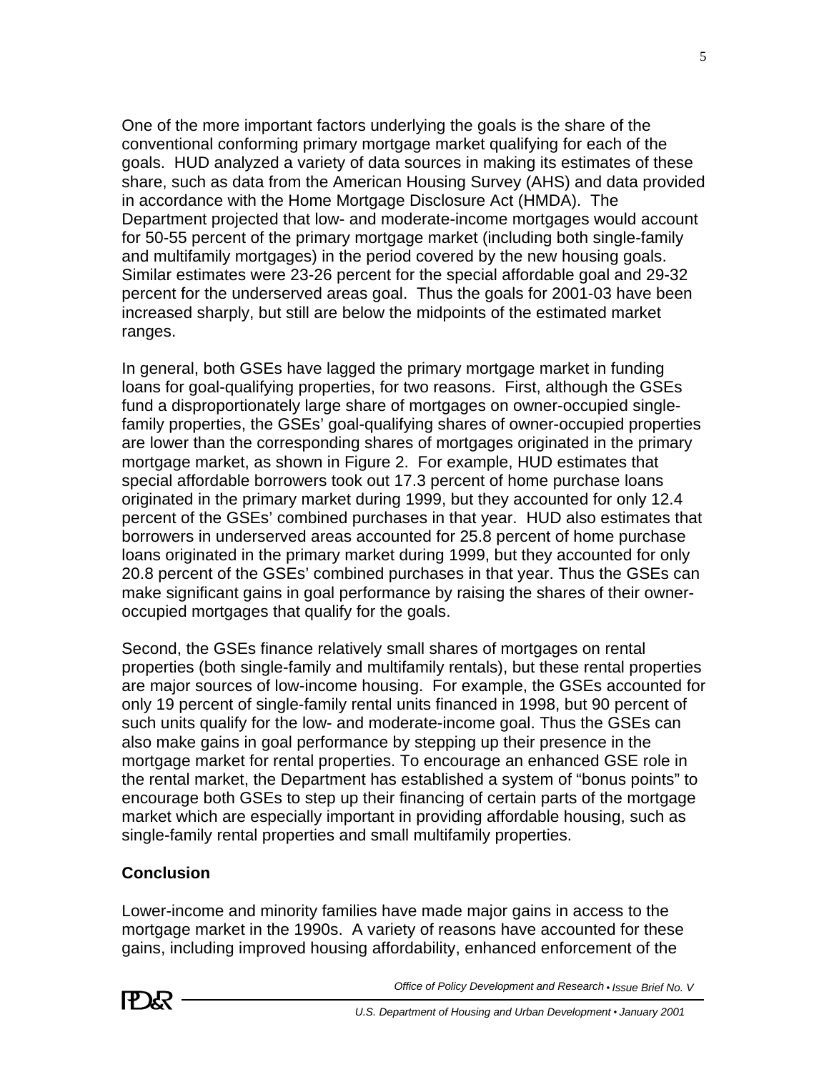One of the more important factors underlying the goals is the share of the conventional conforming primary mortgage market qualifying for each of the goals. HUD analyzed a variety of data sources in making its estimates of these share, such as data from the American Housing Survey (AHS) and data provided in accordance with the Home Mortgage Disclosure Act (HMDA). The Department projected that low- and moderate-income mortgages would account for 50-55 percent of the primary mortgage market (including both single-family and multifamily mortgages) in the period covered by the new housing goals. Similar estimates were 23-26 percent for the special affordable goal and 29-32 percent for the underserved areas goal. Thus the goals for 2001-03 have been increased sharply, but still are below the midpoints of the estimated market ranges.

In general, both GSEs have lagged the primary mortgage market in funding loans for goal-qualifying properties, for two reasons. First, although the GSEs fund a disproportionately large share of mortgages on owner-occupied single-family properties, the GSEs' goal-qualifying shares of owner-occupied properties are lower than the corresponding shares of mortgages originated in the primary mortgage market, as shown in Figure 2. For example, HUD estimates that special affordable borrowers took out 17.3 percent of home purchase loans originated in the primary market during 1999, but they accounted for only 12.4 percent of the GSEs' combined purchases in that year. HUD also estimates that borrowers in underserved areas accounted for 25.8 percent of home purchase loans originated in the primary market during 1999, but they accounted for only 20.8 percent of the GSEs' combined purchases in that year. Thus the GSEs can make significant gains in goal performance by raising the shares of their owner-occupied mortgages that qualify for the goals.

Second, the GSEs finance relatively small shares of mortgages on rental properties (both single-family and multifamily rentals), but these rental properties are major sources of low-income housing. For example, the GSEs accounted for only 19 percent of single-family rental units financed in 1998, but 90 percent of such units qualify for the low- and moderate-income goal. Thus the GSEs can also make gains in goal performance by stepping up their presence in the mortgage market for rental properties. To encourage an enhanced GSE role in the rental market, the Department has established a system of "bonus points" to encourage both GSEs to step up their financing of certain parts of the mortgage market which are especially important in providing affordable housing, such as single-family rental properties and small multifamily properties.

## Conclusion

Lower-income and minority families have made major gains in access to the mortgage market in the 1990s. A variety of reasons have accounted for these gains, including improved housing affordability, enhanced enforcement of the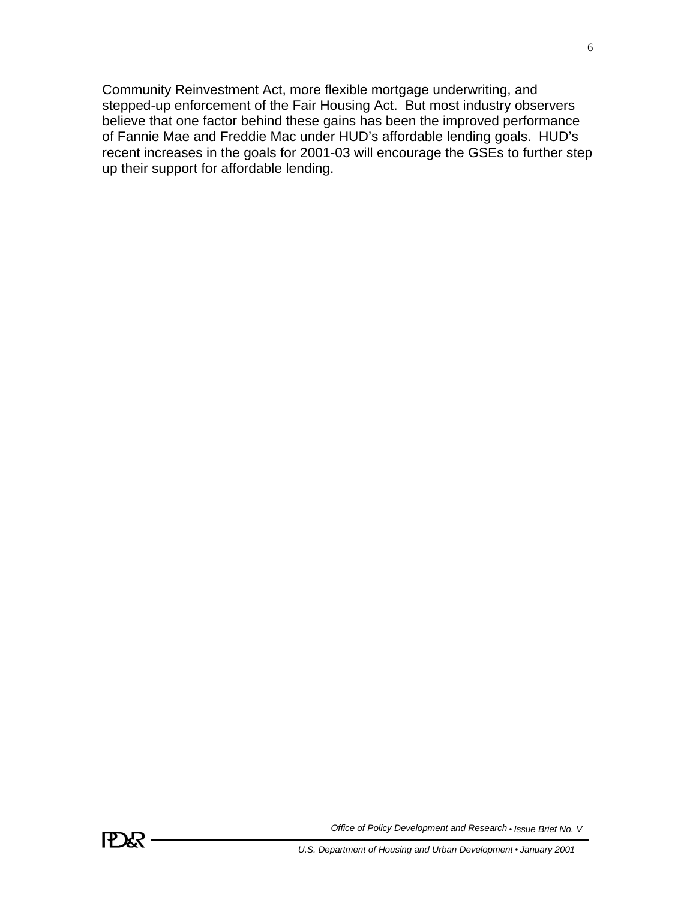Community Reinvestment Act, more flexible mortgage underwriting, and stepped-up enforcement of the Fair Housing Act. But most industry observers believe that one factor behind these gains has been the improved performance of Fannie Mae and Freddie Mac under HUD's affordable lending goals. HUD's recent increases in the goals for 2001-03 will encourage the GSEs to further step up their support for affordable lending.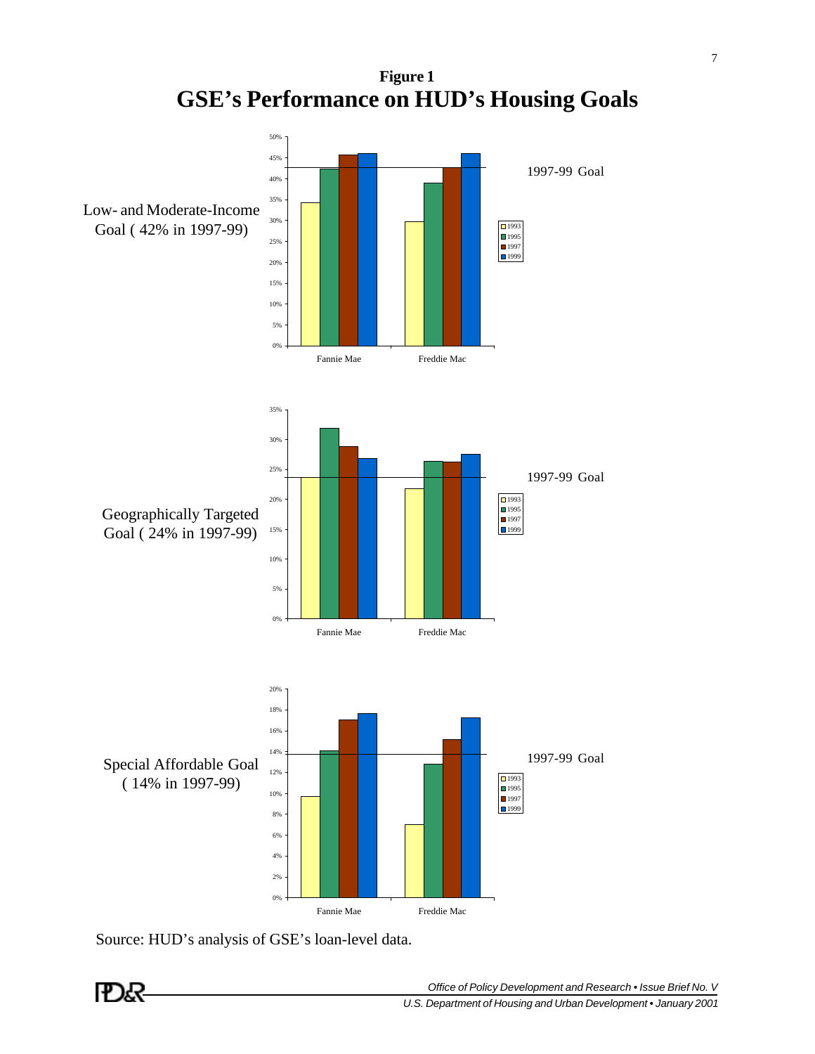**Figure 1**

# GSE's Performance on HUD's Housing Goals

Low- and Moderate-Income Goal ( 42% in 1997-99)

1997-99 Goal

Geographically Targeted Goal ( 24% in 1997-99)

1997-99 Goal

Special Affordable Goal ( 14% in 1997-99)

1997-99 Goal

Source: HUD's analysis of GSE's loan-level data.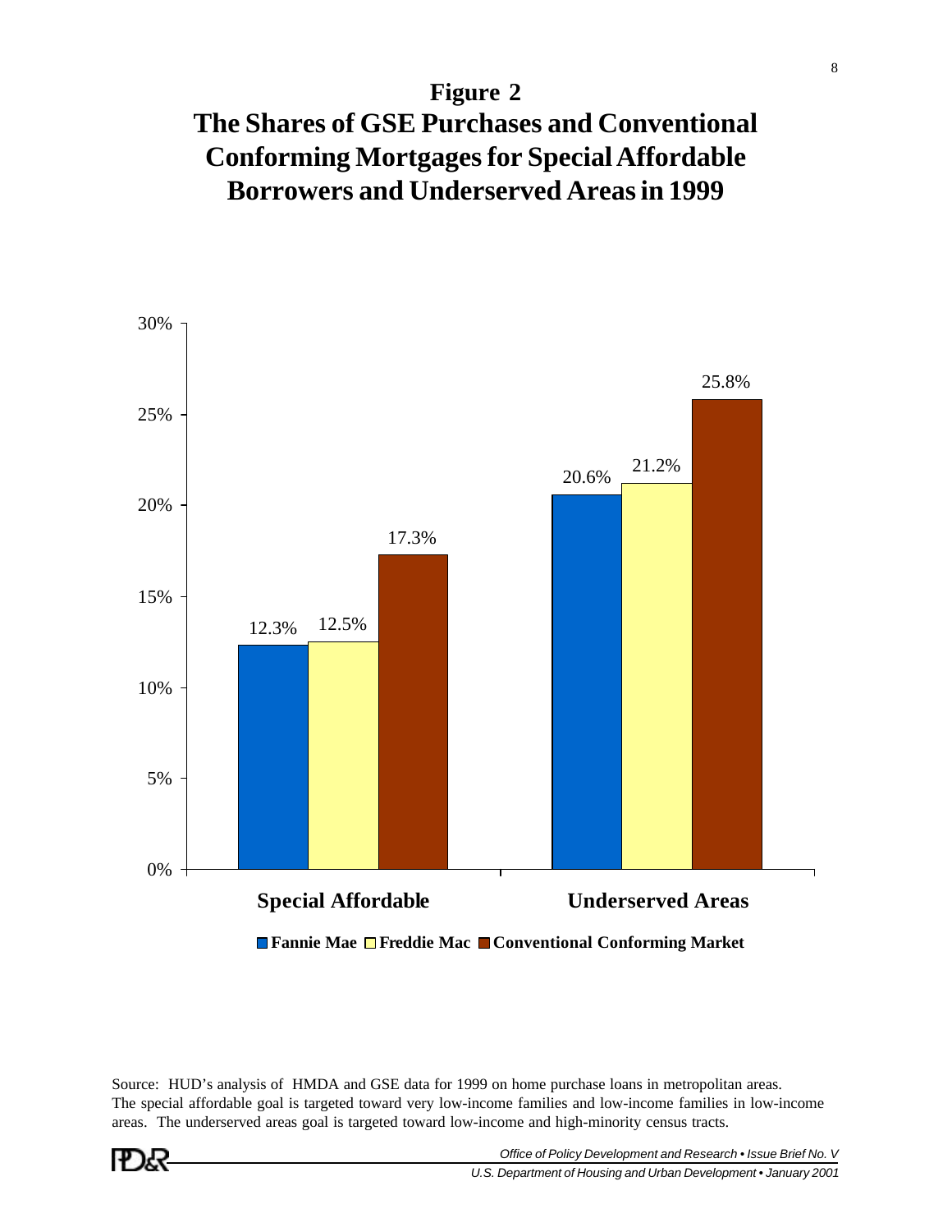# Figure 2

# The Shares of GSE Purchases and Conventional Conforming Mortgages for Special Affordable Borrowers and Underserved Areas in 1999

30%
25%
20%
15%
10%
5%
0%

12.3%
12.5%
17.3%
20.6%
21.2%
25.8%

**Special Affordable**
**Underserved Areas**

**Fannie Mae** **Freddie Mac** **Conventional Conforming Market**

Source: HUD's analysis of HMDA and GSE data for 1999 on home purchase loans in metropolitan areas. The special affordable goal is targeted toward very low-income families and low-income families in low-income areas. The underserved areas goal is targeted toward low-income and high-minority census tracts.